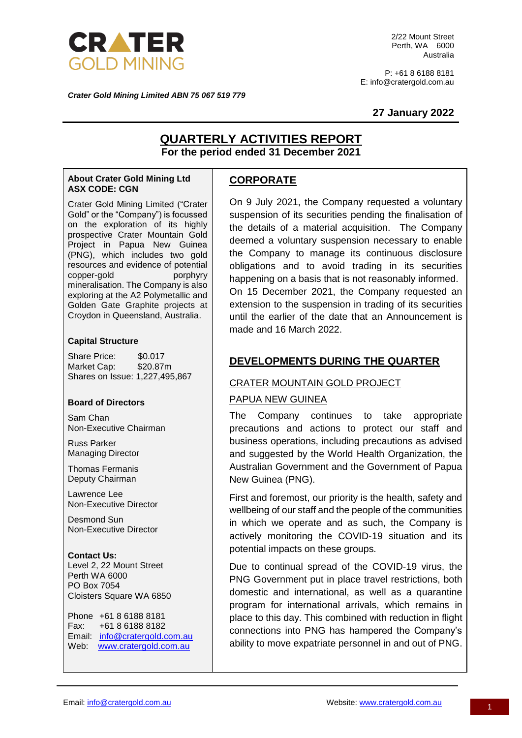CRATER GOLD MINING

2/22 Mount Street
Perth, WA 6000
Australia

P: +61 8 6188 8181
E: info@cratergold.com.au

***Crater Gold Mining Limited ABN 75 067 519 779***

**27 January 2022**

# QUARTERLY ACTIVITIES REPORT

**For the period ended 31 December 2021**

**About Crater Gold Mining Ltd**
**ASX CODE: CGN**

Crater Gold Mining Limited ("Crater Gold" or the "Company") is focussed on the exploration of its highly prospective Crater Mountain Gold Project in Papua New Guinea (PNG), which includes two gold resources and evidence of potential copper-gold porphyry mineralisation. The Company is also exploring at the A2 Polymetallic and Golden Gate Graphite projects at Croydon in Queensland, Australia.

**Capital Structure**

Share Price: $0.017
Market Cap: $20.87m
Shares on Issue: 1,227,495,867

**Board of Directors**

Sam Chan
Non-Executive Chairman

Russ Parker
Managing Director

Thomas Fermanis
Deputy Chairman

Lawrence Lee
Non-Executive Director

Desmond Sun
Non-Executive Director

**Contact Us:**
Level 2, 22 Mount Street
Perth WA 6000
PO Box 7054
Cloisters Square WA 6850

Phone +61 8 6188 8181
Fax: +61 8 6188 8182
Email: info@cratergold.com.au
Web: www.cratergold.com.au

## CORPORATE

On 9 July 2021, the Company requested a voluntary suspension of its securities pending the finalisation of the details of a material acquisition. The Company deemed a voluntary suspension necessary to enable the Company to manage its continuous disclosure obligations and to avoid trading in its securities happening on a basis that is not reasonably informed.
On 15 December 2021, the Company requested an extension to the suspension in trading of its securities until the earlier of the date that an Announcement is made and 16 March 2022.

## DEVELOPMENTS DURING THE QUARTER

### CRATER MOUNTAIN GOLD PROJECT

### PAPUA NEW GUINEA

The Company continues to take appropriate precautions and actions to protect our staff and business operations, including precautions as advised and suggested by the World Health Organization, the Australian Government and the Government of Papua New Guinea (PNG).

First and foremost, our priority is the health, safety and wellbeing of our staff and the people of the communities in which we operate and as such, the Company is actively monitoring the COVID-19 situation and its potential impacts on these groups.

Due to continual spread of the COVID-19 virus, the PNG Government put in place travel restrictions, both domestic and international, as well as a quarantine program for international arrivals, which remains in place to this day. This combined with reduction in flight connections into PNG has hampered the Company's ability to move expatriate personnel in and out of PNG.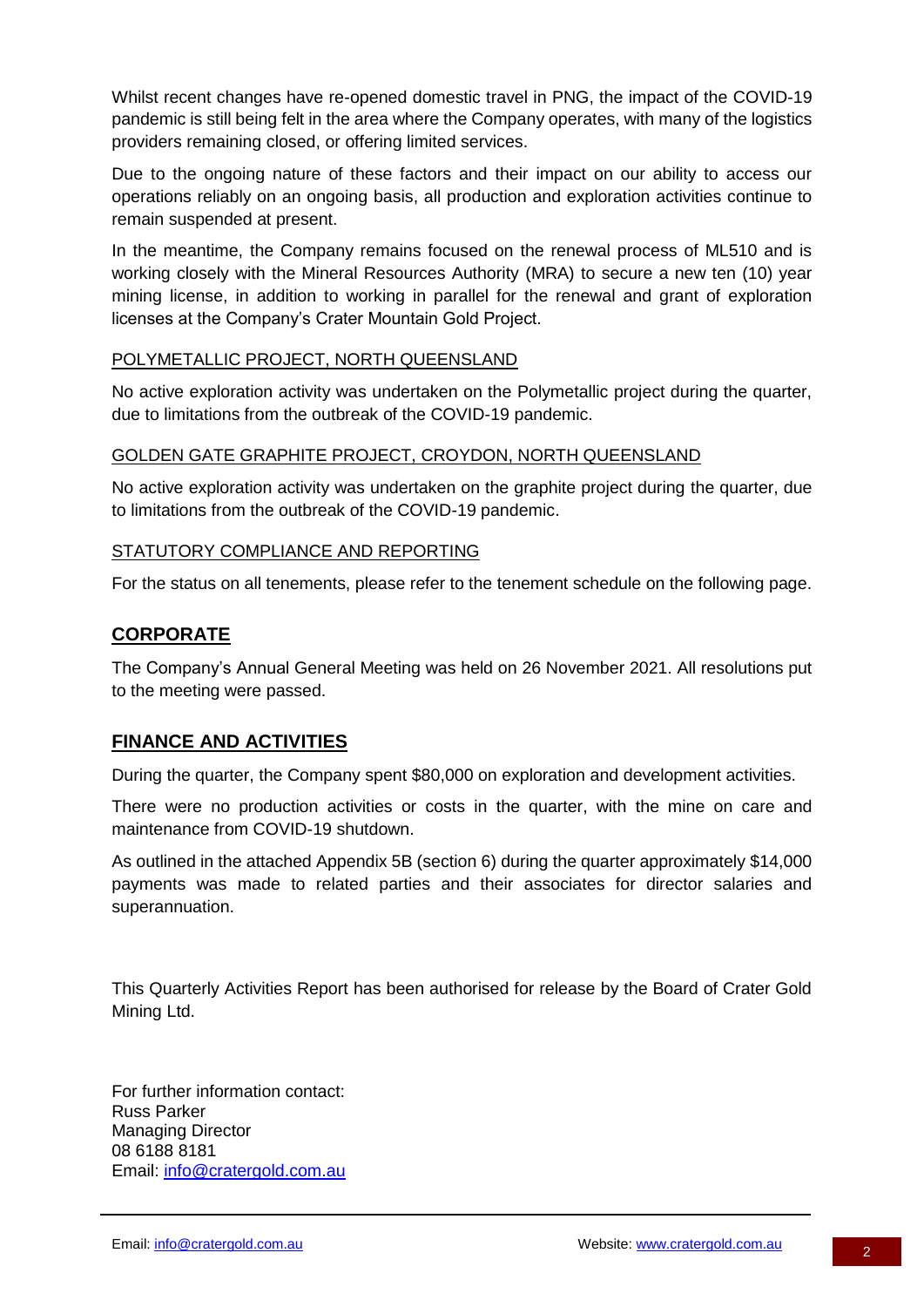Whilst recent changes have re-opened domestic travel in PNG, the impact of the COVID-19 pandemic is still being felt in the area where the Company operates, with many of the logistics providers remaining closed, or offering limited services.

Due to the ongoing nature of these factors and their impact on our ability to access our operations reliably on an ongoing basis, all production and exploration activities continue to remain suspended at present.

In the meantime, the Company remains focused on the renewal process of ML510 and is working closely with the Mineral Resources Authority (MRA) to secure a new ten (10) year mining license, in addition to working in parallel for the renewal and grant of exploration licenses at the Company's Crater Mountain Gold Project.

### POLYMETALLIC PROJECT, NORTH QUEENSLAND

No active exploration activity was undertaken on the Polymetallic project during the quarter, due to limitations from the outbreak of the COVID-19 pandemic.

### GOLDEN GATE GRAPHITE PROJECT, CROYDON, NORTH QUEENSLAND

No active exploration activity was undertaken on the graphite project during the quarter, due to limitations from the outbreak of the COVID-19 pandemic.

### STATUTORY COMPLIANCE AND REPORTING

For the status on all tenements, please refer to the tenement schedule on the following page.

## CORPORATE

The Company's Annual General Meeting was held on 26 November 2021. All resolutions put to the meeting were passed.

## FINANCE AND ACTIVITIES

During the quarter, the Company spent $80,000 on exploration and development activities.

There were no production activities or costs in the quarter, with the mine on care and maintenance from COVID-19 shutdown.

As outlined in the attached Appendix 5B (section 6) during the quarter approximately $14,000 payments was made to related parties and their associates for director salaries and superannuation.

This Quarterly Activities Report has been authorised for release by the Board of Crater Gold Mining Ltd.

For further information contact:
Russ Parker
Managing Director
08 6188 8181
Email: info@cratergold.com.au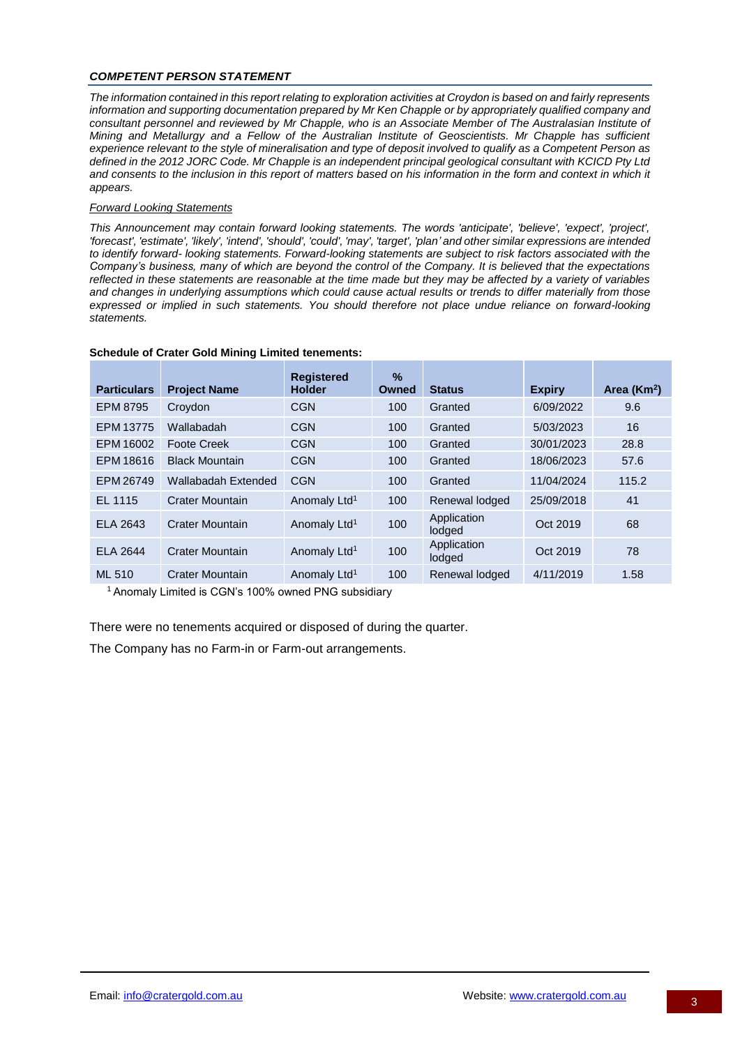### *COMPETENT PERSON STATEMENT*

*The information contained in this report relating to exploration activities at Croydon is based on and fairly represents information and supporting documentation prepared by Mr Ken Chapple or by appropriately qualified company and consultant personnel and reviewed by Mr Chapple, who is an Associate Member of The Australasian Institute of Mining and Metallurgy and a Fellow of the Australian Institute of Geoscientists. Mr Chapple has sufficient experience relevant to the style of mineralisation and type of deposit involved to qualify as a Competent Person as defined in the 2012 JORC Code. Mr Chapple is an independent principal geological consultant with KCICD Pty Ltd and consents to the inclusion in this report of matters based on his information in the form and context in which it appears.*

*Forward Looking Statements*

*This Announcement may contain forward looking statements. The words 'anticipate', 'believe', 'expect', 'project', 'forecast', 'estimate', 'likely', 'intend', 'should', 'could', 'may', 'target', 'plan' and other similar expressions are intended to identify forward- looking statements. Forward-looking statements are subject to risk factors associated with the Company's business, many of which are beyond the control of the Company. It is believed that the expectations reflected in these statements are reasonable at the time made but they may be affected by a variety of variables and changes in underlying assumptions which could cause actual results or trends to differ materially from those expressed or implied in such statements. You should therefore not place undue reliance on forward-looking statements.*

**Schedule of Crater Gold Mining Limited tenements:**

| Particulars | Project Name | Registered Holder | % Owned | Status | Expiry | Area ($Km^2$) |
|---|---|---|---|---|---|---|
| EPM 8795 | Croydon | CGN | 100 | Granted | 6/09/2022 | 9.6 |
| EPM 13775 | Wallabadah | CGN | 100 | Granted | 5/03/2023 | 16 |
| EPM 16002 | Foote Creek | CGN | 100 | Granted | 30/01/2023 | 28.8 |
| EPM 18616 | Black Mountain | CGN | 100 | Granted | 18/06/2023 | 57.6 |
| EPM 26749 | Wallabadah Extended | CGN | 100 | Granted | 11/04/2024 | 115.2 |
| EL 1115 | Crater Mountain | Anomaly Ltd[1] | 100 | Renewal lodged | 25/09/2018 | 41 |
| ELA 2643 | Crater Mountain | Anomaly Ltd[1] | 100 | Application lodged | Oct 2019 | 68 |
| ELA 2644 | Crater Mountain | Anomaly Ltd[1] | 100 | Application lodged | Oct 2019 | 78 |
| ML 510 | Crater Mountain | Anomaly Ltd[1] | 100 | Renewal lodged | 4/11/2019 | 1.58 |

[1] Anomaly Limited is CGN's 100% owned PNG subsidiary

There were no tenements acquired or disposed of during the quarter.

The Company has no Farm-in or Farm-out arrangements.

Email: info@cratergold.com.au Website: www.cratergold.com.au